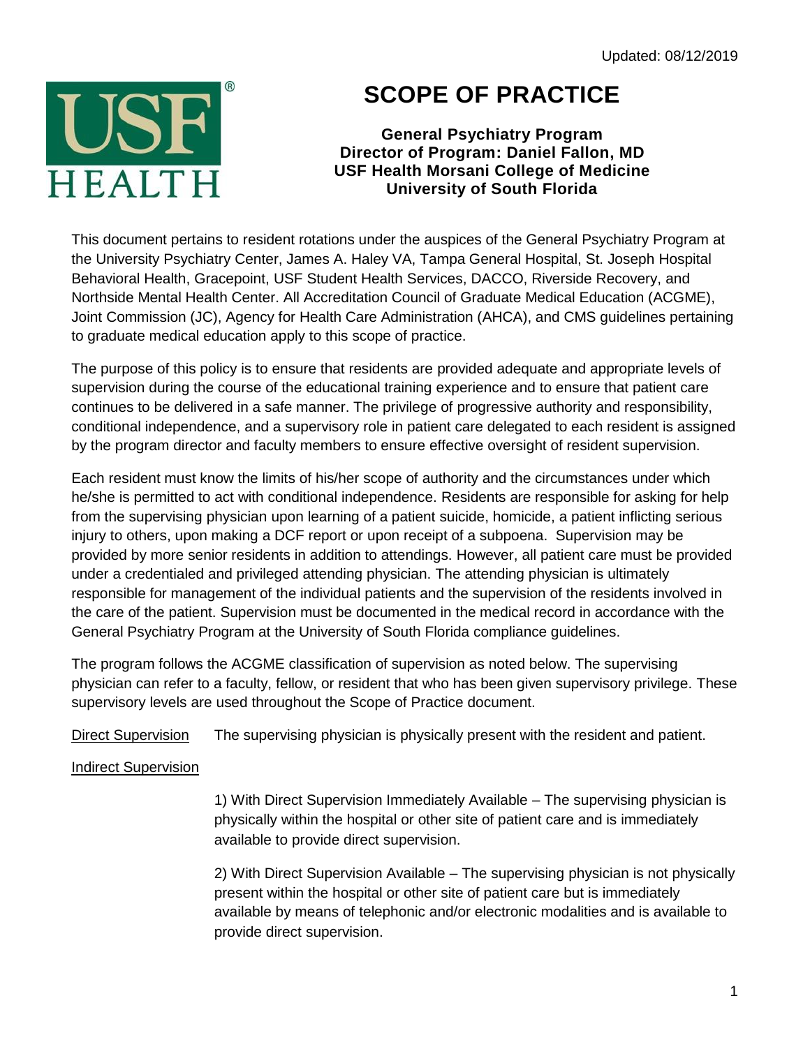Updated: 08/12/2019

# SCOPE OF PRACTICE

**General Psychiatry Program**
**Director of Program: Daniel Fallon, MD**
**USF Health Morsani College of Medicine**
**University of South Florida**

This document pertains to resident rotations under the auspices of the General Psychiatry Program at the University Psychiatry Center, James A. Haley VA, Tampa General Hospital, St. Joseph Hospital Behavioral Health, Gracepoint, USF Student Health Services, DACCO, Riverside Recovery, and Northside Mental Health Center. All Accreditation Council of Graduate Medical Education (ACGME), Joint Commission (JC), Agency for Health Care Administration (AHCA), and CMS guidelines pertaining to graduate medical education apply to this scope of practice.

The purpose of this policy is to ensure that residents are provided adequate and appropriate levels of supervision during the course of the educational training experience and to ensure that patient care continues to be delivered in a safe manner. The privilege of progressive authority and responsibility, conditional independence, and a supervisory role in patient care delegated to each resident is assigned by the program director and faculty members to ensure effective oversight of resident supervision.

Each resident must know the limits of his/her scope of authority and the circumstances under which he/she is permitted to act with conditional independence. Residents are responsible for asking for help from the supervising physician upon learning of a patient suicide, homicide, a patient inflicting serious injury to others, upon making a DCF report or upon receipt of a subpoena. Supervision may be provided by more senior residents in addition to attendings. However, all patient care must be provided under a credentialed and privileged attending physician. The attending physician is ultimately responsible for management of the individual patients and the supervision of the residents involved in the care of the patient. Supervision must be documented in the medical record in accordance with the General Psychiatry Program at the University of South Florida compliance guidelines.

The program follows the ACGME classification of supervision as noted below. The supervising physician can refer to a faculty, fellow, or resident that who has been given supervisory privilege. These supervisory levels are used throughout the Scope of Practice document.

Direct Supervision — The supervising physician is physically present with the resident and patient.

Indirect Supervision

1) With Direct Supervision Immediately Available – The supervising physician is physically within the hospital or other site of patient care and is immediately available to provide direct supervision.

2) With Direct Supervision Available – The supervising physician is not physically present within the hospital or other site of patient care but is immediately available by means of telephonic and/or electronic modalities and is available to provide direct supervision.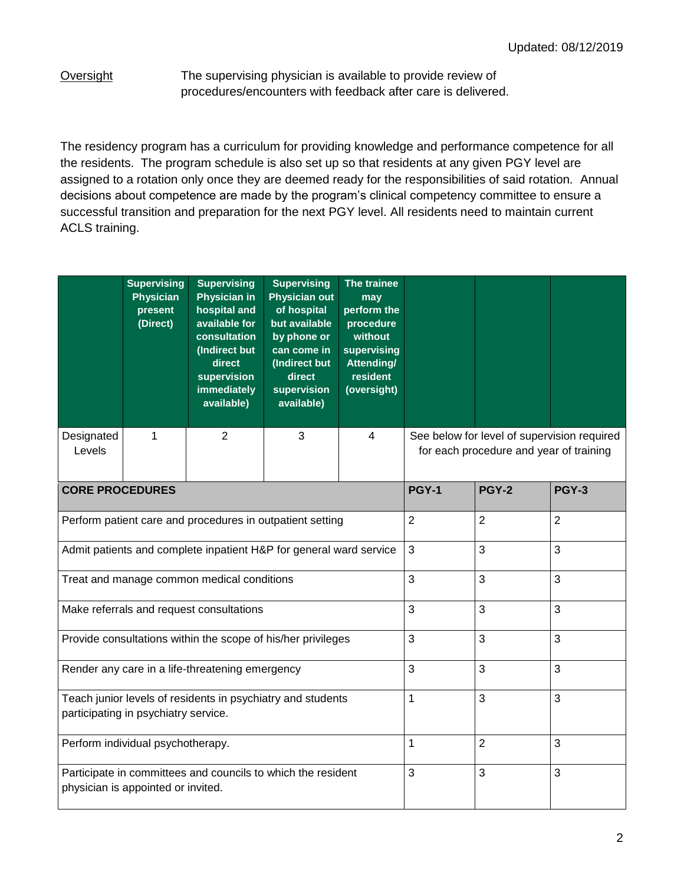<u>Oversight</u> The supervising physician is available to provide review of procedures/encounters with feedback after care is delivered.

The residency program has a curriculum for providing knowledge and performance competence for all the residents. The program schedule is also set up so that residents at any given PGY level are assigned to a rotation only once they are deemed ready for the responsibilities of said rotation. Annual decisions about competence are made by the program's clinical competency committee to ensure a successful transition and preparation for the next PGY level. All residents need to maintain current ACLS training.

| | Supervising Physician present (Direct) | Supervising Physician in hospital and available for consultation (Indirect but direct supervision immediately available) | Supervising Physician out of hospital but available by phone or can come in (Indirect but direct supervision available) | The trainee may perform the procedure without supervising Attending/ resident (oversight) | | | |
|---|---|---|---|---|---|---|---|
| Designated Levels | 1 | 2 | 3 | 4 | See below for level of supervision required for each procedure and year of training | | |
| **CORE PROCEDURES** | | | | | **PGY-1** | **PGY-2** | **PGY-3** |
| Perform patient care and procedures in outpatient setting | | | | | 2 | 2 | 2 |
| Admit patients and complete inpatient H&P for general ward service | | | | | 3 | 3 | 3 |
| Treat and manage common medical conditions | | | | | 3 | 3 | 3 |
| Make referrals and request consultations | | | | | 3 | 3 | 3 |
| Provide consultations within the scope of his/her privileges | | | | | 3 | 3 | 3 |
| Render any care in a life-threatening emergency | | | | | 3 | 3 | 3 |
| Teach junior levels of residents in psychiatry and students participating in psychiatry service. | | | | | 1 | 3 | 3 |
| Perform individual psychotherapy. | | | | | 1 | 2 | 3 |
| Participate in committees and councils to which the resident physician is appointed or invited. | | | | | 3 | 3 | 3 |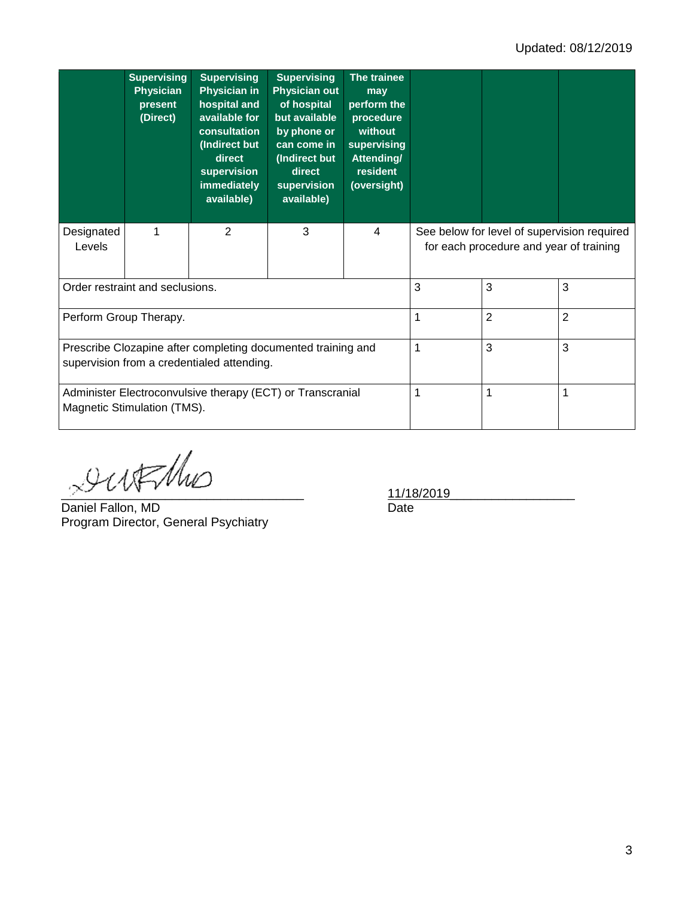Updated: 08/12/2019

| | Supervising Physician present (Direct) | Supervising Physician in hospital and available for consultation (Indirect but direct supervision immediately available) | Supervising Physician out of hospital but available by phone or can come in (Indirect but direct supervision available) | The trainee may perform the procedure without supervising Attending/ resident (oversight) | | | |
|---|---|---|---|---|---|---|---|
| Designated Levels | 1 | 2 | 3 | 4 | See below for level of supervision required for each procedure and year of training | | |
| Order restraint and seclusions. | | | | | 3 | 3 | 3 |
| Perform Group Therapy. | | | | | 1 | 2 | 2 |
| Prescribe Clozapine after completing documented training and supervision from a credentialed attending. | | | | | 1 | 3 | 3 |
| Administer Electroconvulsive therapy (ECT) or Transcranial Magnetic Stimulation (TMS). | | | | | 1 | 1 | 1 |

Daniel Fallon, MD
Program Director, General Psychiatry

11/18/2019
Date